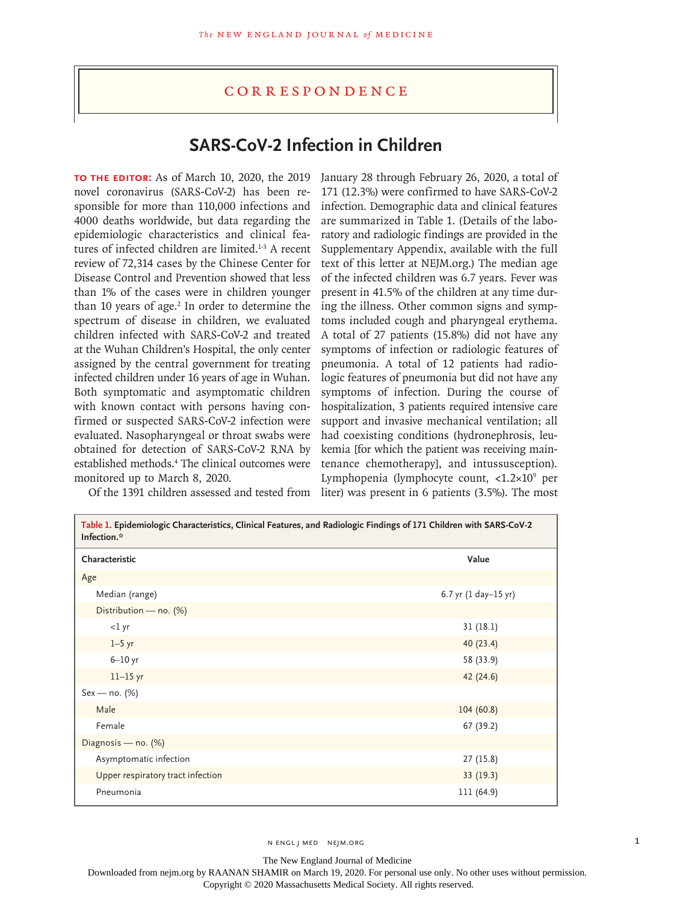## Correspondence

# SARS-CoV-2 Infection in Children

**TO THE EDITOR:** As of March 10, 2020, the 2019 novel coronavirus (SARS-CoV-2) has been responsible for more than 110,000 infections and 4000 deaths worldwide, but data regarding the epidemiologic characteristics and clinical features of infected children are limited.[1-3] A recent review of 72,314 cases by the Chinese Center for Disease Control and Prevention showed that less than 1% of the cases were in children younger than 10 years of age.[2] In order to determine the spectrum of disease in children, we evaluated children infected with SARS-CoV-2 and treated at the Wuhan Children's Hospital, the only center assigned by the central government for treating infected children under 16 years of age in Wuhan. Both symptomatic and asymptomatic children with known contact with persons having confirmed or suspected SARS-CoV-2 infection were evaluated. Nasopharyngeal or throat swabs were obtained for detection of SARS-CoV-2 RNA by established methods.[4] The clinical outcomes were monitored up to March 8, 2020.

Of the 1391 children assessed and tested from January 28 through February 26, 2020, a total of 171 (12.3%) were confirmed to have SARS-CoV-2 infection. Demographic data and clinical features are summarized in Table 1. (Details of the laboratory and radiologic findings are provided in the Supplementary Appendix, available with the full text of this letter at NEJM.org.) The median age of the infected children was 6.7 years. Fever was present in 41.5% of the children at any time during the illness. Other common signs and symptoms included cough and pharyngeal erythema. A total of 27 patients (15.8%) did not have any symptoms of infection or radiologic features of pneumonia. A total of 12 patients had radiologic features of pneumonia but did not have any symptoms of infection. During the course of hospitalization, 3 patients required intensive care support and invasive mechanical ventilation; all had coexisting conditions (hydronephrosis, leukemia [for which the patient was receiving maintenance chemotherapy], and intussusception). Lymphopenia (lymphocyte count, $<1.2\times10^9$ per liter) was present in 6 patients (3.5%). The most

**Table 1.** Epidemiologic Characteristics, Clinical Features, and Radiologic Findings of 171 Children with SARS-CoV-2 Infection.*

| Characteristic | Value |
|---|---|
| Age | |
| Median (range) | 6.7 yr (1 day–15 yr) |
| Distribution — no. (%) | |
| <1 yr | 31 (18.1) |
| 1–5 yr | 40 (23.4) |
| 6–10 yr | 58 (33.9) |
| 11–15 yr | 42 (24.6) |
| Sex — no. (%) | |
| Male | 104 (60.8) |
| Female | 67 (39.2) |
| Diagnosis — no. (%) | |
| Asymptomatic infection | 27 (15.8) |
| Upper respiratory tract infection | 33 (19.3) |
| Pneumonia | 111 (64.9) |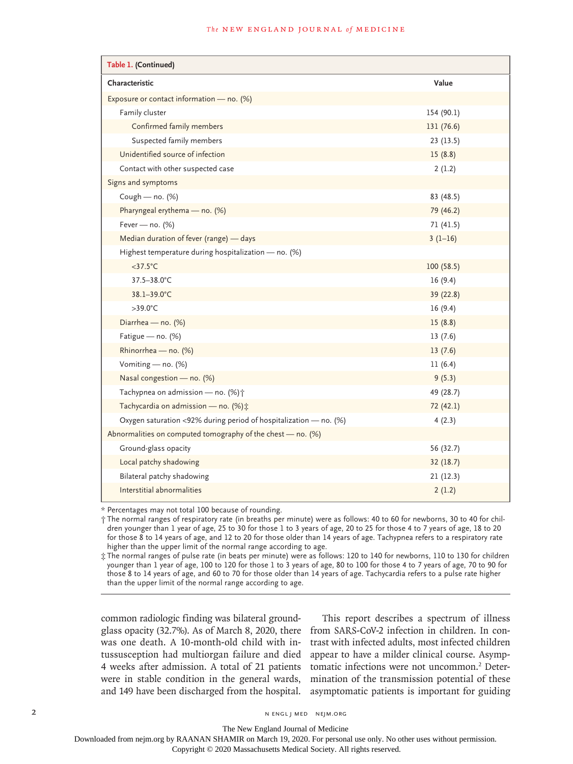**Table 1. (Continued)**

| Characteristic | Value |
|---|---|
| Exposure or contact information — no. (%) | |
| Family cluster | 154 (90.1) |
| Confirmed family members | 131 (76.6) |
| Suspected family members | 23 (13.5) |
| Unidentified source of infection | 15 (8.8) |
| Contact with other suspected case | 2 (1.2) |
| Signs and symptoms | |
| Cough — no. (%) | 83 (48.5) |
| Pharyngeal erythema — no. (%) | 79 (46.2) |
| Fever — no. (%) | 71 (41.5) |
| Median duration of fever (range) — days | 3 (1–16) |
| Highest temperature during hospitalization — no. (%) | |
| <37.5°C | 100 (58.5) |
| 37.5–38.0°C | 16 (9.4) |
| 38.1–39.0°C | 39 (22.8) |
| >39.0°C | 16 (9.4) |
| Diarrhea — no. (%) | 15 (8.8) |
| Fatigue — no. (%) | 13 (7.6) |
| Rhinorrhea — no. (%) | 13 (7.6) |
| Vomiting — no. (%) | 11 (6.4) |
| Nasal congestion — no. (%) | 9 (5.3) |
| Tachypnea on admission — no. (%)† | 49 (28.7) |
| Tachycardia on admission — no. (%)‡ | 72 (42.1) |
| Oxygen saturation <92% during period of hospitalization — no. (%) | 4 (2.3) |
| Abnormalities on computed tomography of the chest — no. (%) | |
| Ground-glass opacity | 56 (32.7) |
| Local patchy shadowing | 32 (18.7) |
| Bilateral patchy shadowing | 21 (12.3) |
| Interstitial abnormalities | 2 (1.2) |

\* Percentages may not total 100 because of rounding.

† The normal ranges of respiratory rate (in breaths per minute) were as follows: 40 to 60 for newborns, 30 to 40 for children younger than 1 year of age, 25 to 30 for those 1 to 3 years of age, 20 to 25 for those 4 to 7 years of age, 18 to 20 for those 8 to 14 years of age, and 12 to 20 for those older than 14 years of age. Tachypnea refers to a respiratory rate higher than the upper limit of the normal range according to age.

‡ The normal ranges of pulse rate (in beats per minute) were as follows: 120 to 140 for newborns, 110 to 130 for children younger than 1 year of age, 100 to 120 for those 1 to 3 years of age, 80 to 100 for those 4 to 7 years of age, 70 to 90 for those 8 to 14 years of age, and 60 to 70 for those older than 14 years of age. Tachycardia refers to a pulse rate higher than the upper limit of the normal range according to age.

common radiologic finding was bilateral ground-glass opacity (32.7%). As of March 8, 2020, there was one death. A 10-month-old child with intussusception had multiorgan failure and died 4 weeks after admission. A total of 21 patients were in stable condition in the general wards, and 149 have been discharged from the hospital.

This report describes a spectrum of illness from SARS-CoV-2 infection in children. In contrast with infected adults, most infected children appear to have a milder clinical course. Asymptomatic infections were not uncommon.[2] Determination of the transmission potential of these asymptomatic patients is important for guiding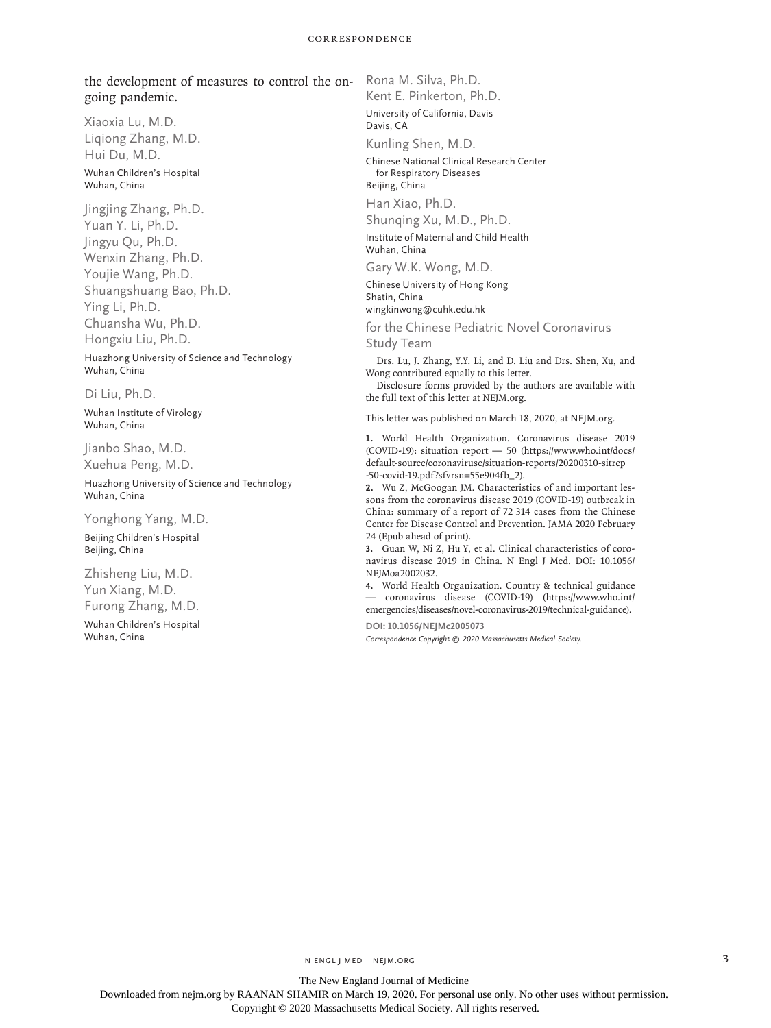the development of measures to control the ongoing pandemic.

Xiaoxia Lu, M.D.
Liqiong Zhang, M.D.
Hui Du, M.D.
Wuhan Children's Hospital
Wuhan, China

Jingjing Zhang, Ph.D.
Yuan Y. Li, Ph.D.
Jingyu Qu, Ph.D.
Wenxin Zhang, Ph.D.
Youjie Wang, Ph.D.
Shuangshuang Bao, Ph.D.
Ying Li, Ph.D.
Chuansha Wu, Ph.D.
Hongxiu Liu, Ph.D.
Huazhong University of Science and Technology
Wuhan, China

Di Liu, Ph.D.
Wuhan Institute of Virology
Wuhan, China

Jianbo Shao, M.D.
Xuehua Peng, M.D.
Huazhong University of Science and Technology
Wuhan, China

Yonghong Yang, M.D.
Beijing Children's Hospital
Beijing, China

Zhisheng Liu, M.D.
Yun Xiang, M.D.
Furong Zhang, M.D.
Wuhan Children's Hospital
Wuhan, China

Rona M. Silva, Ph.D.
Kent E. Pinkerton, Ph.D.
University of California, Davis
Davis, CA

Kunling Shen, M.D.
Chinese National Clinical Research Center for Respiratory Diseases
Beijing, China

Han Xiao, Ph.D.
Shunqing Xu, M.D., Ph.D.
Institute of Maternal and Child Health
Wuhan, China

Gary W.K. Wong, M.D.
Chinese University of Hong Kong
Shatin, China
wingkinwong@cuhk.edu.hk

for the Chinese Pediatric Novel Coronavirus Study Team

Drs. Lu, J. Zhang, Y.Y. Li, and D. Liu and Drs. Shen, Xu, and Wong contributed equally to this letter.

Disclosure forms provided by the authors are available with the full text of this letter at NEJM.org.

This letter was published on March 18, 2020, at NEJM.org.

1. World Health Organization. Coronavirus disease 2019 (COVID-19): situation report — 50 (https://www.who.int/docs/default-source/coronaviruse/situation-reports/20200310-sitrep-50-covid-19.pdf?sfvrsn=55e904fb_2).
2. Wu Z, McGoogan JM. Characteristics of and important lessons from the coronavirus disease 2019 (COVID-19) outbreak in China: summary of a report of 72 314 cases from the Chinese Center for Disease Control and Prevention. JAMA 2020 February 24 (Epub ahead of print).
3. Guan W, Ni Z, Hu Y, et al. Clinical characteristics of coronavirus disease 2019 in China. N Engl J Med. DOI: 10.1056/NEJMoa2002032.
4. World Health Organization. Country & technical guidance — coronavirus disease (COVID-19) (https://www.who.int/emergencies/diseases/novel-coronavirus-2019/technical-guidance).

**DOI: 10.1056/NEJMc2005073**

*Correspondence Copyright © 2020 Massachusetts Medical Society.*